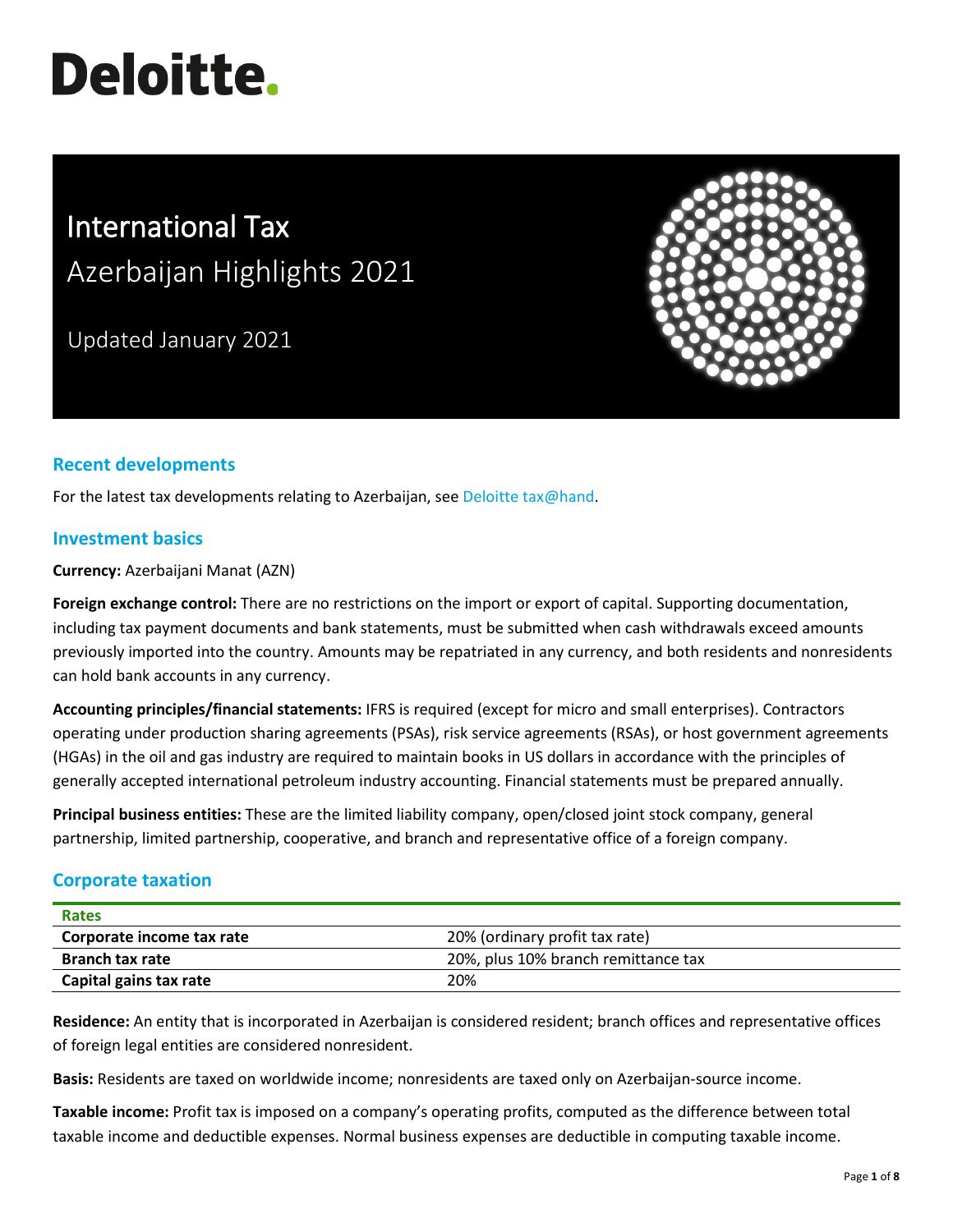# Deloitte.

# International Tax
## Azerbaijan Highlights 2021

Updated January 2021

## Recent developments

For the latest tax developments relating to Azerbaijan, see Deloitte tax@hand.

## Investment basics

**Currency:** Azerbaijani Manat (AZN)

**Foreign exchange control:** There are no restrictions on the import or export of capital. Supporting documentation, including tax payment documents and bank statements, must be submitted when cash withdrawals exceed amounts previously imported into the country. Amounts may be repatriated in any currency, and both residents and nonresidents can hold bank accounts in any currency.

**Accounting principles/financial statements:** IFRS is required (except for micro and small enterprises). Contractors operating under production sharing agreements (PSAs), risk service agreements (RSAs), or host government agreements (HGAs) in the oil and gas industry are required to maintain books in US dollars in accordance with the principles of generally accepted international petroleum industry accounting. Financial statements must be prepared annually.

**Principal business entities:** These are the limited liability company, open/closed joint stock company, general partnership, limited partnership, cooperative, and branch and representative office of a foreign company.

## Corporate taxation

| Rates | |
|---|---|
| **Corporate income tax rate** | 20% (ordinary profit tax rate) |
| **Branch tax rate** | 20%, plus 10% branch remittance tax |
| **Capital gains tax rate** | 20% |

**Residence:** An entity that is incorporated in Azerbaijan is considered resident; branch offices and representative offices of foreign legal entities are considered nonresident.

**Basis:** Residents are taxed on worldwide income; nonresidents are taxed only on Azerbaijan-source income.

**Taxable income:** Profit tax is imposed on a company's operating profits, computed as the difference between total taxable income and deductible expenses. Normal business expenses are deductible in computing taxable income.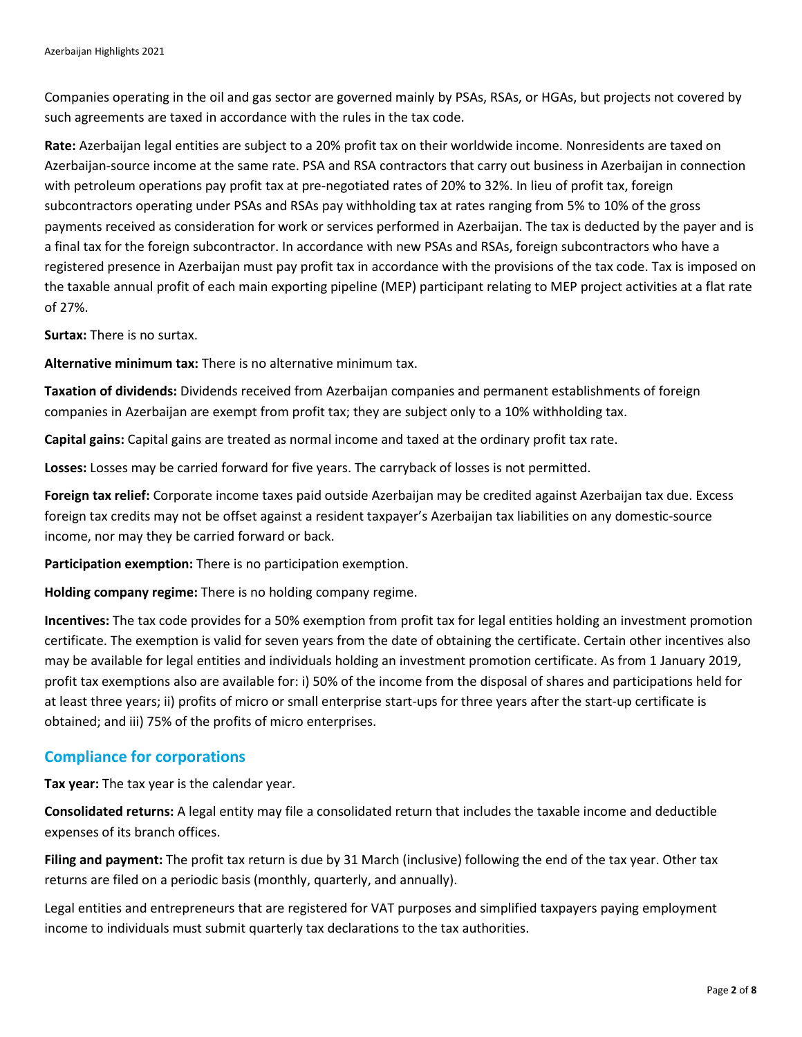Companies operating in the oil and gas sector are governed mainly by PSAs, RSAs, or HGAs, but projects not covered by such agreements are taxed in accordance with the rules in the tax code.

**Rate:** Azerbaijan legal entities are subject to a 20% profit tax on their worldwide income. Nonresidents are taxed on Azerbaijan-source income at the same rate. PSA and RSA contractors that carry out business in Azerbaijan in connection with petroleum operations pay profit tax at pre-negotiated rates of 20% to 32%. In lieu of profit tax, foreign subcontractors operating under PSAs and RSAs pay withholding tax at rates ranging from 5% to 10% of the gross payments received as consideration for work or services performed in Azerbaijan. The tax is deducted by the payer and is a final tax for the foreign subcontractor. In accordance with new PSAs and RSAs, foreign subcontractors who have a registered presence in Azerbaijan must pay profit tax in accordance with the provisions of the tax code. Tax is imposed on the taxable annual profit of each main exporting pipeline (MEP) participant relating to MEP project activities at a flat rate of 27%.

**Surtax:** There is no surtax.

**Alternative minimum tax:** There is no alternative minimum tax.

**Taxation of dividends:** Dividends received from Azerbaijan companies and permanent establishments of foreign companies in Azerbaijan are exempt from profit tax; they are subject only to a 10% withholding tax.

**Capital gains:** Capital gains are treated as normal income and taxed at the ordinary profit tax rate.

**Losses:** Losses may be carried forward for five years. The carryback of losses is not permitted.

**Foreign tax relief:** Corporate income taxes paid outside Azerbaijan may be credited against Azerbaijan tax due. Excess foreign tax credits may not be offset against a resident taxpayer's Azerbaijan tax liabilities on any domestic-source income, nor may they be carried forward or back.

**Participation exemption:** There is no participation exemption.

**Holding company regime:** There is no holding company regime.

**Incentives:** The tax code provides for a 50% exemption from profit tax for legal entities holding an investment promotion certificate. The exemption is valid for seven years from the date of obtaining the certificate. Certain other incentives also may be available for legal entities and individuals holding an investment promotion certificate. As from 1 January 2019, profit tax exemptions also are available for: i) 50% of the income from the disposal of shares and participations held for at least three years; ii) profits of micro or small enterprise start-ups for three years after the start-up certificate is obtained; and iii) 75% of the profits of micro enterprises.

## Compliance for corporations

**Tax year:** The tax year is the calendar year.

**Consolidated returns:** A legal entity may file a consolidated return that includes the taxable income and deductible expenses of its branch offices.

**Filing and payment:** The profit tax return is due by 31 March (inclusive) following the end of the tax year. Other tax returns are filed on a periodic basis (monthly, quarterly, and annually).

Legal entities and entrepreneurs that are registered for VAT purposes and simplified taxpayers paying employment income to individuals must submit quarterly tax declarations to the tax authorities.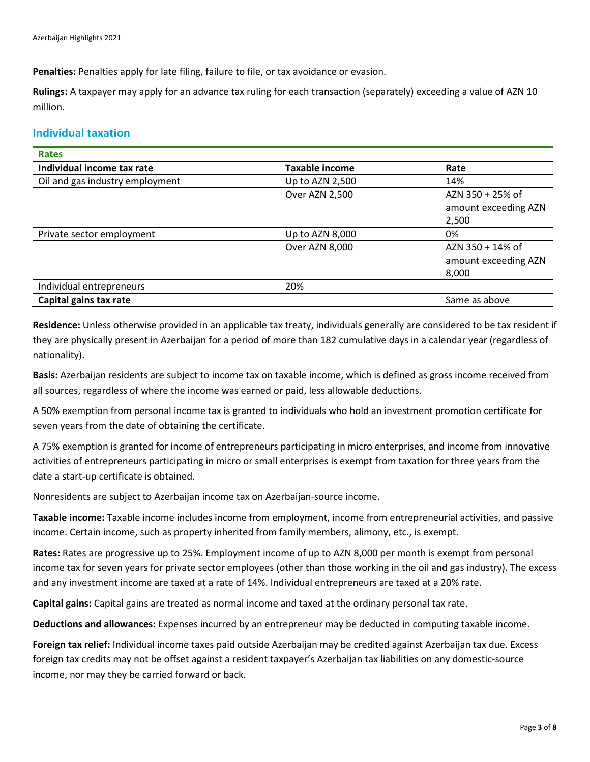**Penalties:** Penalties apply for late filing, failure to file, or tax avoidance or evasion.

**Rulings:** A taxpayer may apply for an advance tax ruling for each transaction (separately) exceeding a value of AZN 10 million.

## Individual taxation

| Rates | | |
|---|---|---|
| **Individual income tax rate** | **Taxable income** | **Rate** |
| Oil and gas industry employment | Up to AZN 2,500 | 14% |
| | Over AZN 2,500 | AZN 350 + 25% of amount exceeding AZN 2,500 |
| Private sector employment | Up to AZN 8,000 | 0% |
| | Over AZN 8,000 | AZN 350 + 14% of amount exceeding AZN 8,000 |
| Individual entrepreneurs | 20% | |
| **Capital gains tax rate** | | Same as above |

**Residence:** Unless otherwise provided in an applicable tax treaty, individuals generally are considered to be tax resident if they are physically present in Azerbaijan for a period of more than 182 cumulative days in a calendar year (regardless of nationality).

**Basis:** Azerbaijan residents are subject to income tax on taxable income, which is defined as gross income received from all sources, regardless of where the income was earned or paid, less allowable deductions.

A 50% exemption from personal income tax is granted to individuals who hold an investment promotion certificate for seven years from the date of obtaining the certificate.

A 75% exemption is granted for income of entrepreneurs participating in micro enterprises, and income from innovative activities of entrepreneurs participating in micro or small enterprises is exempt from taxation for three years from the date a start-up certificate is obtained.

Nonresidents are subject to Azerbaijan income tax on Azerbaijan-source income.

**Taxable income:** Taxable income includes income from employment, income from entrepreneurial activities, and passive income. Certain income, such as property inherited from family members, alimony, etc., is exempt.

**Rates:** Rates are progressive up to 25%. Employment income of up to AZN 8,000 per month is exempt from personal income tax for seven years for private sector employees (other than those working in the oil and gas industry). The excess and any investment income are taxed at a rate of 14%. Individual entrepreneurs are taxed at a 20% rate.

**Capital gains:** Capital gains are treated as normal income and taxed at the ordinary personal tax rate.

**Deductions and allowances:** Expenses incurred by an entrepreneur may be deducted in computing taxable income.

**Foreign tax relief:** Individual income taxes paid outside Azerbaijan may be credited against Azerbaijan tax due. Excess foreign tax credits may not be offset against a resident taxpayer's Azerbaijan tax liabilities on any domestic-source income, nor may they be carried forward or back.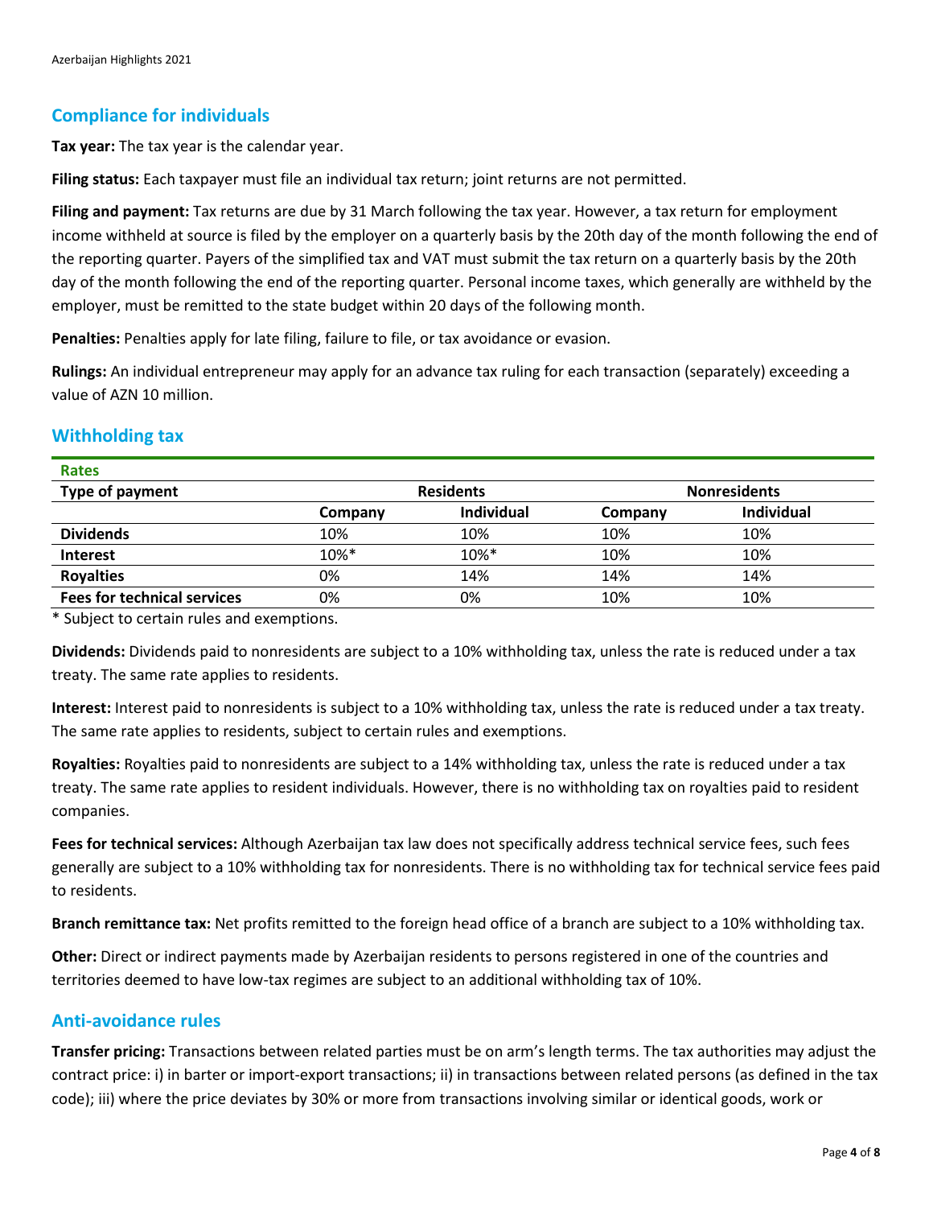## Compliance for individuals

**Tax year:** The tax year is the calendar year.

**Filing status:** Each taxpayer must file an individual tax return; joint returns are not permitted.

**Filing and payment:** Tax returns are due by 31 March following the tax year. However, a tax return for employment income withheld at source is filed by the employer on a quarterly basis by the 20th day of the month following the end of the reporting quarter. Payers of the simplified tax and VAT must submit the tax return on a quarterly basis by the 20th day of the month following the end of the reporting quarter. Personal income taxes, which generally are withheld by the employer, must be remitted to the state budget within 20 days of the following month.

**Penalties:** Penalties apply for late filing, failure to file, or tax avoidance or evasion.

**Rulings:** An individual entrepreneur may apply for an advance tax ruling for each transaction (separately) exceeding a value of AZN 10 million.

## Withholding tax

**Rates**

| Type of payment | Residents | | Nonresidents | |
|---|---|---|---|---|
| | Company | Individual | Company | Individual |
| **Dividends** | 10% | 10% | 10% | 10% |
| **Interest** | 10%* | 10%* | 10% | 10% |
| **Royalties** | 0% | 14% | 14% | 14% |
| **Fees for technical services** | 0% | 0% | 10% | 10% |

* Subject to certain rules and exemptions.

**Dividends:** Dividends paid to nonresidents are subject to a 10% withholding tax, unless the rate is reduced under a tax treaty. The same rate applies to residents.

**Interest:** Interest paid to nonresidents is subject to a 10% withholding tax, unless the rate is reduced under a tax treaty. The same rate applies to residents, subject to certain rules and exemptions.

**Royalties:** Royalties paid to nonresidents are subject to a 14% withholding tax, unless the rate is reduced under a tax treaty. The same rate applies to resident individuals. However, there is no withholding tax on royalties paid to resident companies.

**Fees for technical services:** Although Azerbaijan tax law does not specifically address technical service fees, such fees generally are subject to a 10% withholding tax for nonresidents. There is no withholding tax for technical service fees paid to residents.

**Branch remittance tax:** Net profits remitted to the foreign head office of a branch are subject to a 10% withholding tax.

**Other:** Direct or indirect payments made by Azerbaijan residents to persons registered in one of the countries and territories deemed to have low-tax regimes are subject to an additional withholding tax of 10%.

## Anti-avoidance rules

**Transfer pricing:** Transactions between related parties must be on arm's length terms. The tax authorities may adjust the contract price: i) in barter or import-export transactions; ii) in transactions between related persons (as defined in the tax code); iii) where the price deviates by 30% or more from transactions involving similar or identical goods, work or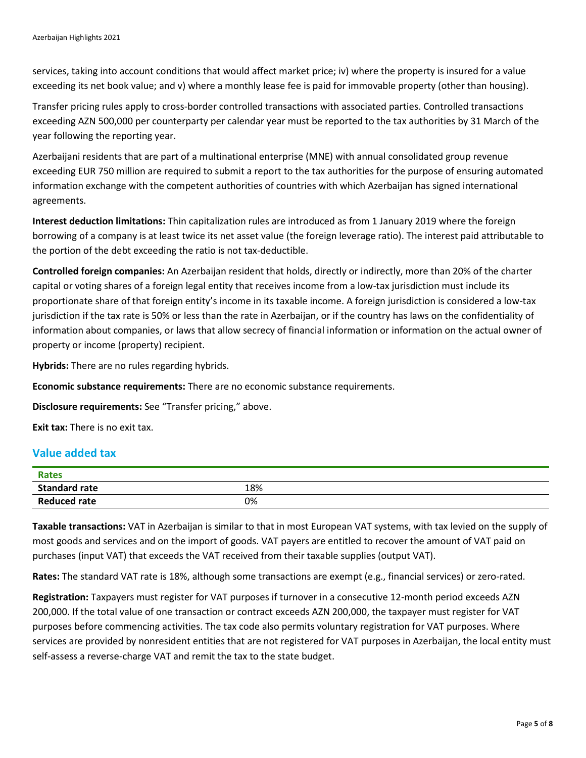services, taking into account conditions that would affect market price; iv) where the property is insured for a value exceeding its net book value; and v) where a monthly lease fee is paid for immovable property (other than housing).

Transfer pricing rules apply to cross-border controlled transactions with associated parties. Controlled transactions exceeding AZN 500,000 per counterparty per calendar year must be reported to the tax authorities by 31 March of the year following the reporting year.

Azerbaijani residents that are part of a multinational enterprise (MNE) with annual consolidated group revenue exceeding EUR 750 million are required to submit a report to the tax authorities for the purpose of ensuring automated information exchange with the competent authorities of countries with which Azerbaijan has signed international agreements.

**Interest deduction limitations:** Thin capitalization rules are introduced as from 1 January 2019 where the foreign borrowing of a company is at least twice its net asset value (the foreign leverage ratio). The interest paid attributable to the portion of the debt exceeding the ratio is not tax-deductible.

**Controlled foreign companies:** An Azerbaijan resident that holds, directly or indirectly, more than 20% of the charter capital or voting shares of a foreign legal entity that receives income from a low-tax jurisdiction must include its proportionate share of that foreign entity's income in its taxable income. A foreign jurisdiction is considered a low-tax jurisdiction if the tax rate is 50% or less than the rate in Azerbaijan, or if the country has laws on the confidentiality of information about companies, or laws that allow secrecy of financial information or information on the actual owner of property or income (property) recipient.

**Hybrids:** There are no rules regarding hybrids.

**Economic substance requirements:** There are no economic substance requirements.

**Disclosure requirements:** See "Transfer pricing," above.

**Exit tax:** There is no exit tax.

## Value added tax

| Rates | |
|---|---|
| **Standard rate** | 18% |
| **Reduced rate** | 0% |

**Taxable transactions:** VAT in Azerbaijan is similar to that in most European VAT systems, with tax levied on the supply of most goods and services and on the import of goods. VAT payers are entitled to recover the amount of VAT paid on purchases (input VAT) that exceeds the VAT received from their taxable supplies (output VAT).

**Rates:** The standard VAT rate is 18%, although some transactions are exempt (e.g., financial services) or zero-rated.

**Registration:** Taxpayers must register for VAT purposes if turnover in a consecutive 12-month period exceeds AZN 200,000. If the total value of one transaction or contract exceeds AZN 200,000, the taxpayer must register for VAT purposes before commencing activities. The tax code also permits voluntary registration for VAT purposes. Where services are provided by nonresident entities that are not registered for VAT purposes in Azerbaijan, the local entity must self-assess a reverse-charge VAT and remit the tax to the state budget.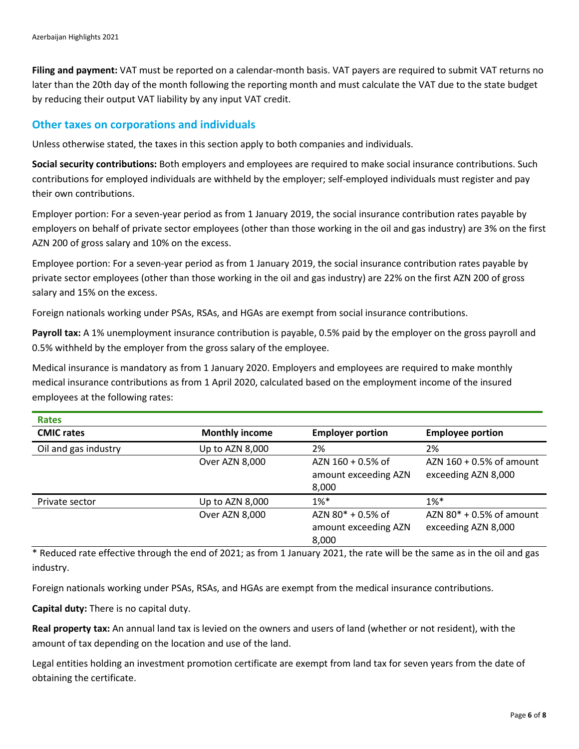**Filing and payment:** VAT must be reported on a calendar-month basis. VAT payers are required to submit VAT returns no later than the 20th day of the month following the reporting month and must calculate the VAT due to the state budget by reducing their output VAT liability by any input VAT credit.

## Other taxes on corporations and individuals

Unless otherwise stated, the taxes in this section apply to both companies and individuals.

**Social security contributions:** Both employers and employees are required to make social insurance contributions. Such contributions for employed individuals are withheld by the employer; self-employed individuals must register and pay their own contributions.

Employer portion: For a seven-year period as from 1 January 2019, the social insurance contribution rates payable by employers on behalf of private sector employees (other than those working in the oil and gas industry) are 3% on the first AZN 200 of gross salary and 10% on the excess.

Employee portion: For a seven-year period as from 1 January 2019, the social insurance contribution rates payable by private sector employees (other than those working in the oil and gas industry) are 22% on the first AZN 200 of gross salary and 15% on the excess.

Foreign nationals working under PSAs, RSAs, and HGAs are exempt from social insurance contributions.

**Payroll tax:** A 1% unemployment insurance contribution is payable, 0.5% paid by the employer on the gross payroll and 0.5% withheld by the employer from the gross salary of the employee.

Medical insurance is mandatory as from 1 January 2020. Employers and employees are required to make monthly medical insurance contributions as from 1 April 2020, calculated based on the employment income of the insured employees at the following rates:

**Rates**

| CMIC rates | Monthly income | Employer portion | Employee portion |
|---|---|---|---|
| Oil and gas industry | Up to AZN 8,000 | 2% | 2% |
| | Over AZN 8,000 | AZN 160 + 0.5% of amount exceeding AZN 8,000 | AZN 160 + 0.5% of amount exceeding AZN 8,000 |
| Private sector | Up to AZN 8,000 | 1%* | 1%* |
| | Over AZN 8,000 | AZN 80* + 0.5% of amount exceeding AZN 8,000 | AZN 80* + 0.5% of amount exceeding AZN 8,000 |

\* Reduced rate effective through the end of 2021; as from 1 January 2021, the rate will be the same as in the oil and gas industry.

Foreign nationals working under PSAs, RSAs, and HGAs are exempt from the medical insurance contributions.

**Capital duty:** There is no capital duty.

**Real property tax:** An annual land tax is levied on the owners and users of land (whether or not resident), with the amount of tax depending on the location and use of the land.

Legal entities holding an investment promotion certificate are exempt from land tax for seven years from the date of obtaining the certificate.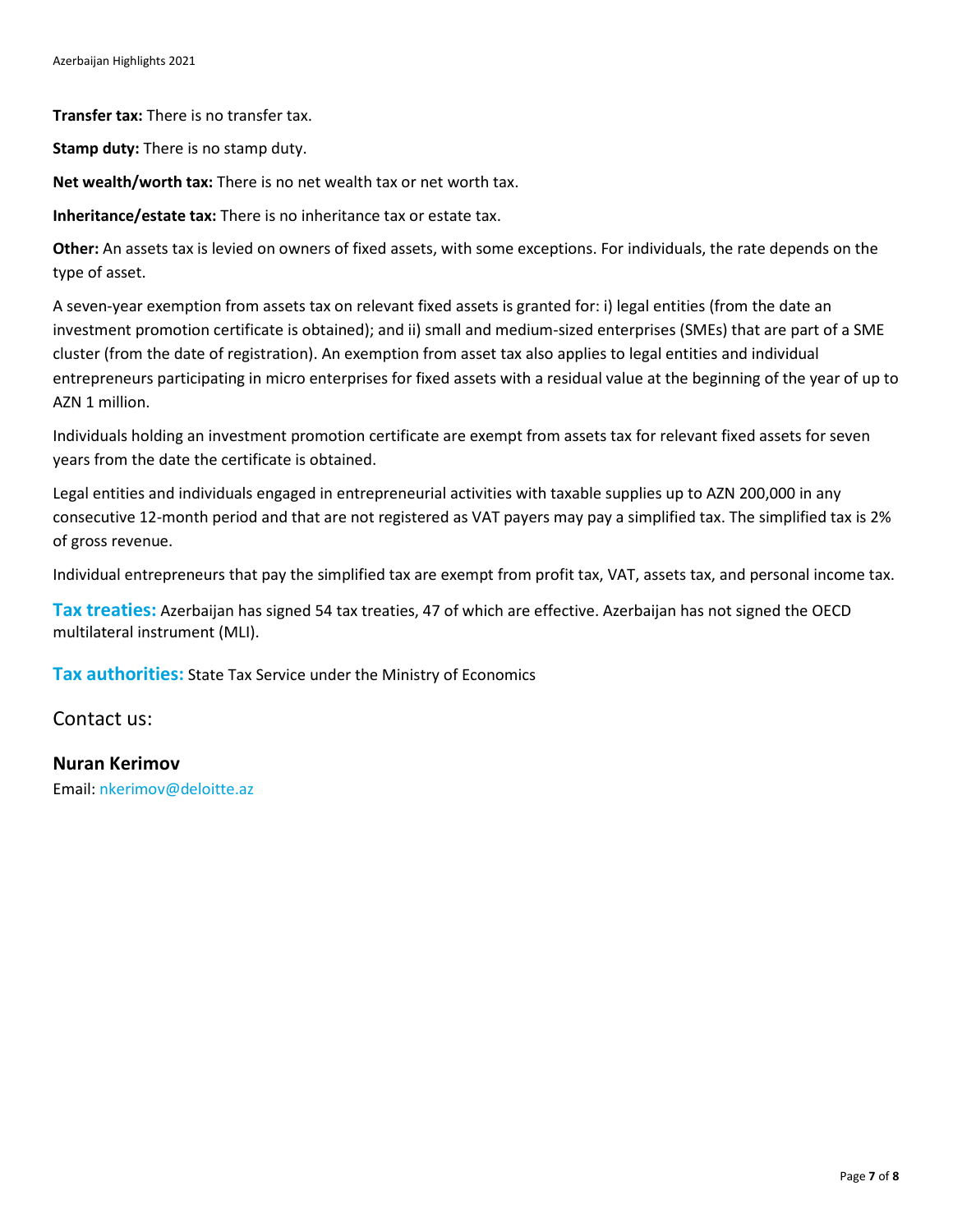**Transfer tax:** There is no transfer tax.

**Stamp duty:** There is no stamp duty.

**Net wealth/worth tax:** There is no net wealth tax or net worth tax.

**Inheritance/estate tax:** There is no inheritance tax or estate tax.

**Other:** An assets tax is levied on owners of fixed assets, with some exceptions. For individuals, the rate depends on the type of asset.

A seven-year exemption from assets tax on relevant fixed assets is granted for: i) legal entities (from the date an investment promotion certificate is obtained); and ii) small and medium-sized enterprises (SMEs) that are part of a SME cluster (from the date of registration). An exemption from asset tax also applies to legal entities and individual entrepreneurs participating in micro enterprises for fixed assets with a residual value at the beginning of the year of up to AZN 1 million.

Individuals holding an investment promotion certificate are exempt from assets tax for relevant fixed assets for seven years from the date the certificate is obtained.

Legal entities and individuals engaged in entrepreneurial activities with taxable supplies up to AZN 200,000 in any consecutive 12-month period and that are not registered as VAT payers may pay a simplified tax. The simplified tax is 2% of gross revenue.

Individual entrepreneurs that pay the simplified tax are exempt from profit tax, VAT, assets tax, and personal income tax.

**Tax treaties:** Azerbaijan has signed 54 tax treaties, 47 of which are effective. Azerbaijan has not signed the OECD multilateral instrument (MLI).

**Tax authorities:** State Tax Service under the Ministry of Economics

## Contact us:

**Nuran Kerimov**
Email: nkerimov@deloitte.az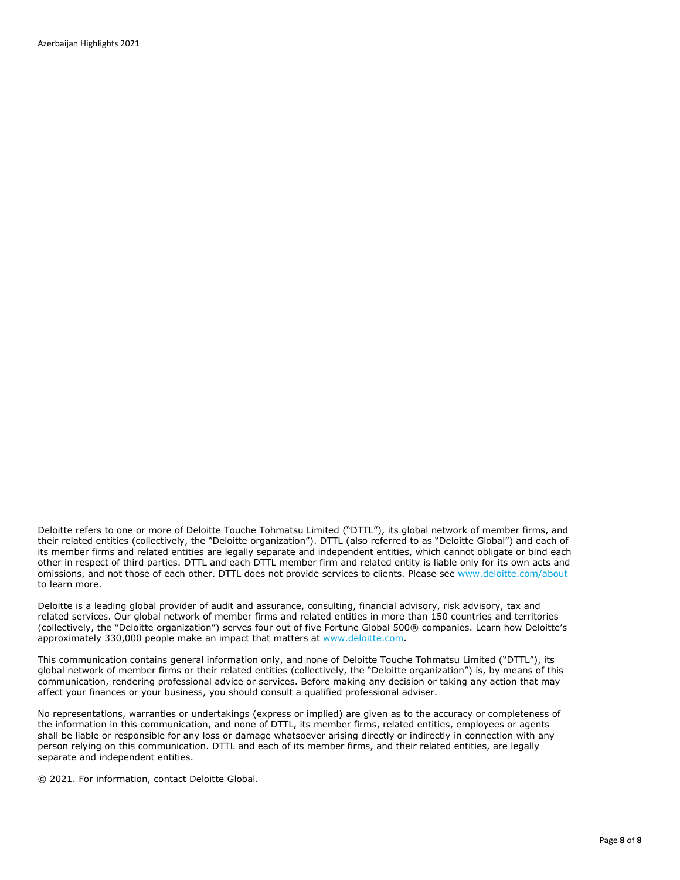Deloitte refers to one or more of Deloitte Touche Tohmatsu Limited ("DTTL"), its global network of member firms, and their related entities (collectively, the "Deloitte organization"). DTTL (also referred to as "Deloitte Global") and each of its member firms and related entities are legally separate and independent entities, which cannot obligate or bind each other in respect of third parties. DTTL and each DTTL member firm and related entity is liable only for its own acts and omissions, and not those of each other. DTTL does not provide services to clients. Please see www.deloitte.com/about to learn more.

Deloitte is a leading global provider of audit and assurance, consulting, financial advisory, risk advisory, tax and related services. Our global network of member firms and related entities in more than 150 countries and territories (collectively, the "Deloitte organization") serves four out of five Fortune Global 500® companies. Learn how Deloitte's approximately 330,000 people make an impact that matters at www.deloitte.com.

This communication contains general information only, and none of Deloitte Touche Tohmatsu Limited ("DTTL"), its global network of member firms or their related entities (collectively, the "Deloitte organization") is, by means of this communication, rendering professional advice or services. Before making any decision or taking any action that may affect your finances or your business, you should consult a qualified professional adviser.

No representations, warranties or undertakings (express or implied) are given as to the accuracy or completeness of the information in this communication, and none of DTTL, its member firms, related entities, employees or agents shall be liable or responsible for any loss or damage whatsoever arising directly or indirectly in connection with any person relying on this communication. DTTL and each of its member firms, and their related entities, are legally separate and independent entities.

© 2021. For information, contact Deloitte Global.